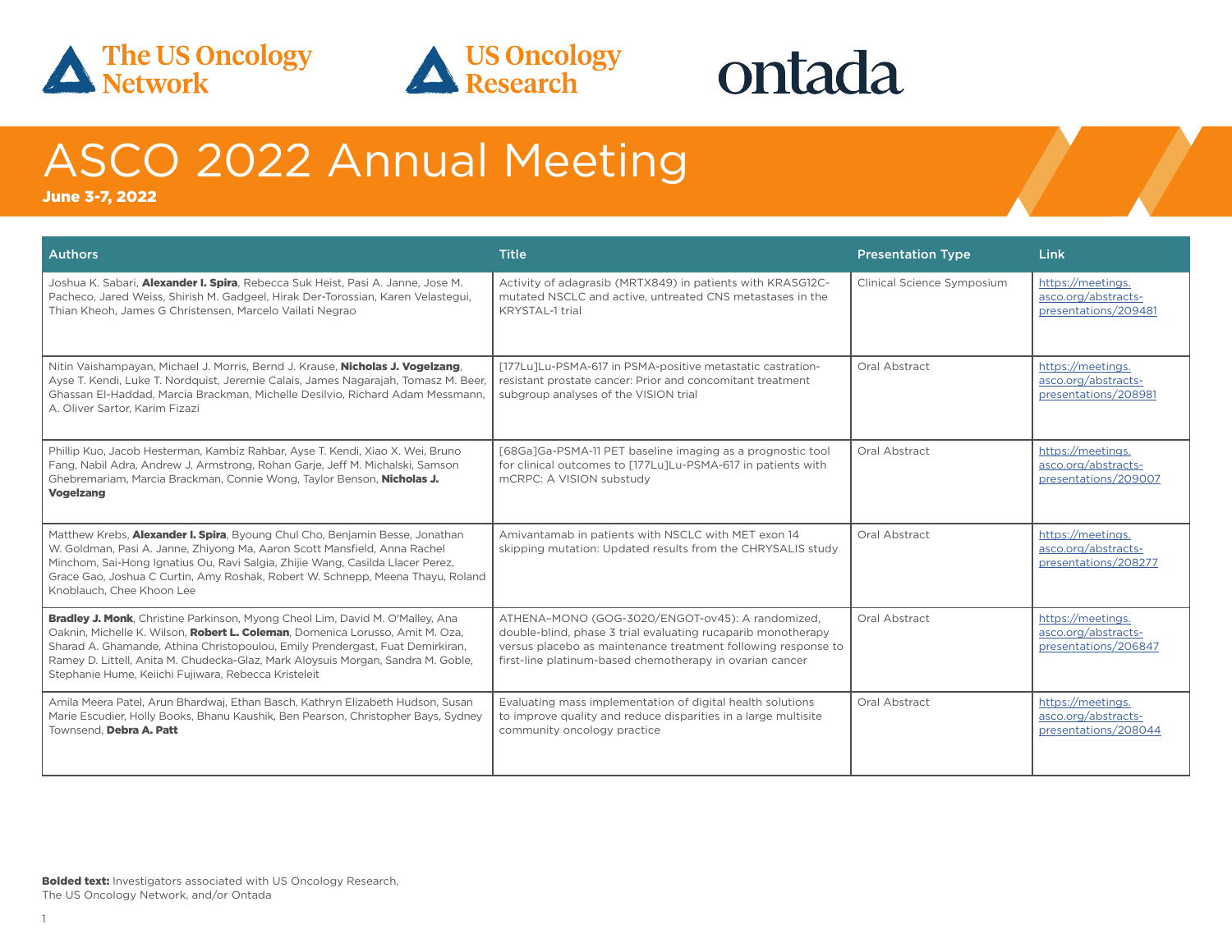The US Oncology Network | US Oncology Research | ontada

# ASCO 2022 Annual Meeting

**June 3-7, 2022**

| Authors | Title | Presentation Type | Link |
|---|---|---|---|
| Joshua K. Sabari, **Alexander I. Spira**, Rebecca Suk Heist, Pasi A. Janne, Jose M. Pacheco, Jared Weiss, Shirish M. Gadgeel, Hirak Der-Torossian, Karen Velastegui, Thian Kheoh, James G Christensen, Marcelo Vailati Negrao | Activity of adagrasib (MRTX849) in patients with KRASG12C-mutated NSCLC and active, untreated CNS metastases in the KRYSTAL-1 trial | Clinical Science Symposium | https://meetings.asco.org/abstracts-presentations/209481 |
| Nitin Vaishampayan, Michael J. Morris, Bernd J. Krause, **Nicholas J. Vogelzang**, Ayse T. Kendi, Luke T. Nordquist, Jeremie Calais, James Nagarajah, Tomasz M. Beer, Ghassan El-Haddad, Marcia Brackman, Michelle Desilvio, Richard Adam Messmann, A. Oliver Sartor, Karim Fizazi | [177Lu]Lu-PSMA-617 in PSMA-positive metastatic castration-resistant prostate cancer: Prior and concomitant treatment subgroup analyses of the VISION trial | Oral Abstract | https://meetings.asco.org/abstracts-presentations/208981 |
| Phillip Kuo, Jacob Hesterman, Kambiz Rahbar, Ayse T. Kendi, Xiao X. Wei, Bruno Fang, Nabil Adra, Andrew J. Armstrong, Rohan Garje, Jeff M. Michalski, Samson Ghebremariam, Marcia Brackman, Connie Wong, Taylor Benson, **Nicholas J. Vogelzang** | [68Ga]Ga-PSMA-11 PET baseline imaging as a prognostic tool for clinical outcomes to [177Lu]Lu-PSMA-617 in patients with mCRPC: A VISION substudy | Oral Abstract | https://meetings.asco.org/abstracts-presentations/209007 |
| Matthew Krebs, **Alexander I. Spira**, Byoung Chul Cho, Benjamin Besse, Jonathan W. Goldman, Pasi A. Janne, Zhiyong Ma, Aaron Scott Mansfield, Anna Rachel Minchom, Sai-Hong Ignatius Ou, Ravi Salgia, Zhijie Wang, Casilda Llacer Perez, Grace Gao, Joshua C Curtin, Amy Roshak, Robert W. Schnepp, Meena Thayu, Roland Knoblauch, Chee Khoon Lee | Amivantamab in patients with NSCLC with MET exon 14 skipping mutation: Updated results from the CHRYSALIS study | Oral Abstract | https://meetings.asco.org/abstracts-presentations/208277 |
| **Bradley J. Monk**, Christine Parkinson, Myong Cheol Lim, David M. O'Malley, Ana Oaknin, Michelle K. Wilson, **Robert L. Coleman**, Domenica Lorusso, Amit M. Oza, Sharad A. Ghamande, Athina Christopoulou, Emily Prendergast, Fuat Demirkiran, Ramey D. Littell, Anita M. Chudecka-Glaz, Mark Aloysuis Morgan, Sandra M. Goble, Stephanie Hume, Keiichi Fujiwara, Rebecca Kristeleit | ATHENA–MONO (GOG-3020/ENGOT-ov45): A randomized, double-blind, phase 3 trial evaluating rucaparib monotherapy versus placebo as maintenance treatment following response to first-line platinum-based chemotherapy in ovarian cancer | Oral Abstract | https://meetings.asco.org/abstracts-presentations/206847 |
| Amila Meera Patel, Arun Bhardwaj, Ethan Basch, Kathryn Elizabeth Hudson, Susan Marie Escudier, Holly Books, Bhanu Kaushik, Ben Pearson, Christopher Bays, Sydney Townsend, **Debra A. Patt** | Evaluating mass implementation of digital health solutions to improve quality and reduce disparities in a large multisite community oncology practice | Oral Abstract | https://meetings.asco.org/abstracts-presentations/208044 |

**Bolded text:** Investigators associated with US Oncology Research, The US Oncology Network, and/or Ontada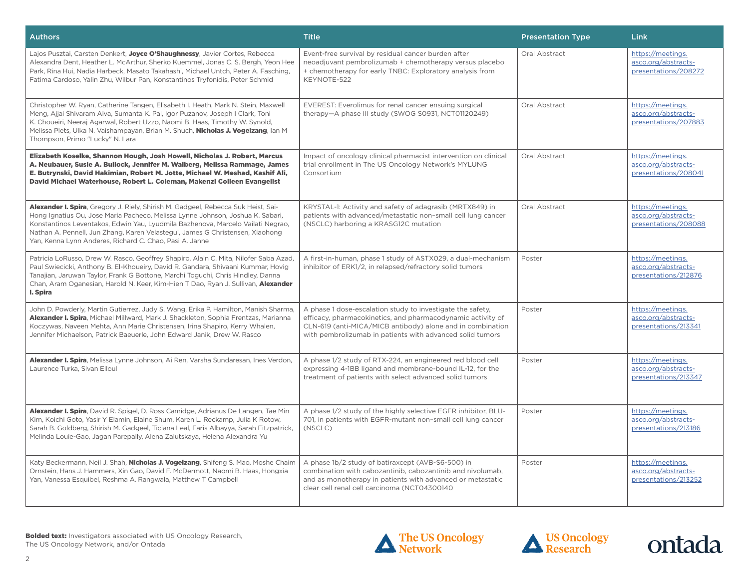| Authors | Title | Presentation Type | Link |
|---|---|---|---|
| Lajos Pusztai, Carsten Denkert, **Joyce O'Shaughnessy**, Javier Cortes, Rebecca Alexandra Dent, Heather L. McArthur, Sherko Kuemmel, Jonas C. S. Bergh, Yeon Hee Park, Rina Hui, Nadia Harbeck, Masato Takahashi, Michael Untch, Peter A. Fasching, Fatima Cardoso, Yalin Zhu, Wilbur Pan, Konstantinos Tryfonidis, Peter Schmid | Event-free survival by residual cancer burden after neoadjuvant pembrolizumab + chemotherapy versus placebo + chemotherapy for early TNBC: Exploratory analysis from KEYNOTE-522 | Oral Abstract | https://meetings.asco.org/abstracts-presentations/208272 |
| Christopher W. Ryan, Catherine Tangen, Elisabeth I. Heath, Mark N. Stein, Maxwell Meng, Ajjai Shivaram Alva, Sumanta K. Pal, Igor Puzanov, Joseph I Clark, Toni K. Choueiri, Neeraj Agarwal, Robert Uzzo, Naomi B. Haas, Timothy W. Synold, Melissa Plets, Ulka N. Vaishampayan, Brian M. Shuch, **Nicholas J. Vogelzang**, Ian M Thompson, Primo "Lucky" N. Lara | EVEREST: Everolimus for renal cancer ensuing surgical therapy—A phase III study (SWOG S0931, NCT01120249) | Oral Abstract | https://meetings.asco.org/abstracts-presentations/207883 |
| **Elizabeth Koselke, Shannon Hough, Josh Howell, Nicholas J. Robert, Marcus A. Neubauer, Susie A. Bullock, Jennifer M. Walberg, Melissa Rammage, James E. Butrynski, David Hakimian, Robert M. Jotte, Michael W. Meshad, Kashif Ali, David Michael Waterhouse, Robert L. Coleman, Makenzi Colleen Evangelist** | Impact of oncology clinical pharmacist intervention on clinical trial enrollment in The US Oncology Network's MYLUNG Consortium | Oral Abstract | https://meetings.asco.org/abstracts-presentations/208041 |
| **Alexander I. Spira**, Gregory J. Riely, Shirish M. Gadgeel, Rebecca Suk Heist, Sai-Hong Ignatius Ou, Jose Maria Pacheco, Melissa Lynne Johnson, Joshua K. Sabari, Konstantinos Leventakos, Edwin Yau, Lyudmila Bazhenova, Marcelo Vailati Negrao, Nathan A. Pennell, Jun Zhang, Karen Velastegui, James G Christensen, Xiaohong Yan, Kenna Lynn Anderes, Richard C. Chao, Pasi A. Janne | KRYSTAL-1: Activity and safety of adagrasib (MRTX849) in patients with advanced/metastatic non–small cell lung cancer (NSCLC) harboring a KRASG12C mutation | Oral Abstract | https://meetings.asco.org/abstracts-presentations/208088 |
| Patricia LoRusso, Drew W. Rasco, Geoffrey Shapiro, Alain C. Mita, Nilofer Saba Azad, Paul Swiecicki, Anthony B. El-Khoueiry, David R. Gandara, Shivaani Kummar, Hovig Tanajian, Jaruwan Taylor, Frank G Bottone, Marchi Toguchi, Chris Hindley, Danna Chan, Aram Oganesian, Harold N. Keer, Kim-Hien T Dao, Ryan J. Sullivan, **Alexander I. Spira** | A first-in-human, phase 1 study of ASTX029, a dual-mechanism inhibitor of ERK1/2, in relapsed/refractory solid tumors | Poster | https://meetings.asco.org/abstracts-presentations/212876 |
| John D. Powderly, Martin Gutierrez, Judy S. Wang, Erika P. Hamilton, Manish Sharma, **Alexander I. Spira**, Michael Millward, Mark J. Shackleton, Sophia Frentzas, Marianna Koczywas, Naveen Mehta, Ann Marie Christensen, Irina Shapiro, Kerry Whalen, Jennifer Michaelson, Patrick Baeuerle, John Edward Janik, Drew W. Rasco | A phase 1 dose-escalation study to investigate the safety, efficacy, pharmacokinetics, and pharmacodynamic activity of CLN-619 (anti-MICA/MICB antibody) alone and in combination with pembrolizumab in patients with advanced solid tumors | Poster | https://meetings.asco.org/abstracts-presentations/213341 |
| **Alexander I. Spira**, Melissa Lynne Johnson, Ai Ren, Varsha Sundaresan, Ines Verdon, Laurence Turka, Sivan Elloul | A phase 1/2 study of RTX-224, an engineered red blood cell expressing 4-1BB ligand and membrane-bound IL-12, for the treatment of patients with select advanced solid tumors | Poster | https://meetings.asco.org/abstracts-presentations/213347 |
| **Alexander I. Spira**, David R. Spigel, D. Ross Camidge, Adrianus De Langen, Tae Min Kim, Koichi Goto, Yasir Y Elamin, Elaine Shum, Karen L. Reckamp, Julia K Rotow, Sarah B. Goldberg, Shirish M. Gadgeel, Ticiana Leal, Faris Albayya, Sarah Fitzpatrick, Melinda Louie-Gao, Jagan Parepally, Alena Zalutskaya, Helena Alexandra Yu | A phase 1/2 study of the highly selective EGFR inhibitor, BLU-701, in patients with EGFR-mutant non–small cell lung cancer (NSCLC) | Poster | https://meetings.asco.org/abstracts-presentations/213186 |
| Katy Beckermann, Neil J. Shah, **Nicholas J. Vogelzang**, Shifeng S. Mao, Moshe Chaim Ornstein, Hans J. Hammers, Xin Gao, David F. McDermott, Naomi B. Haas, Hongxia Yan, Vanessa Esquibel, Reshma A. Rangwala, Matthew T Campbell | A phase 1b/2 study of batiraxcept (AVB-S6-500) in combination with cabozantinib, cabozantinib and nivolumab, and as monotherapy in patients with advanced or metastatic clear cell renal cell carcinoma (NCT04300140 | Poster | https://meetings.asco.org/abstracts-presentations/213252 |

**Bolded text:** Investigators associated with US Oncology Research, The US Oncology Network, and/or Ontada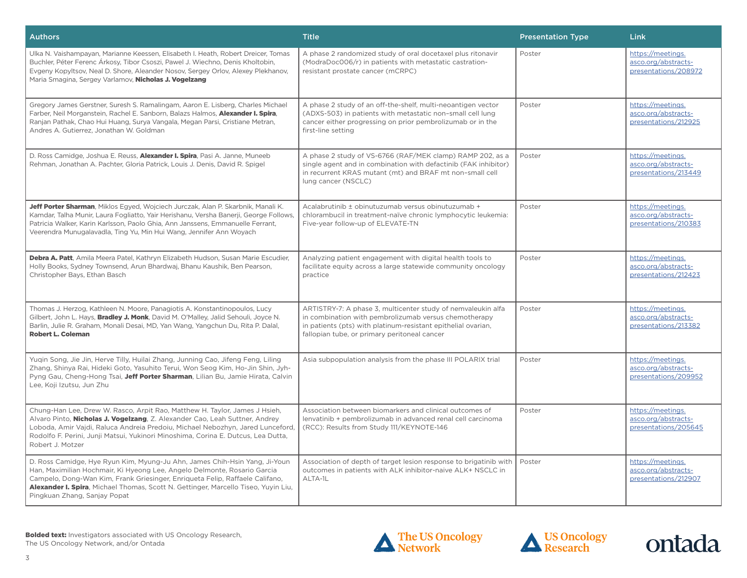| Authors | Title | Presentation Type | Link |
|---|---|---|---|
| Ulka N. Vaishampayan, Marianne Keessen, Elisabeth I. Heath, Robert Dreicer, Tomas Buchler, Péter Ferenc Árkosy, Tibor Csoszi, Pawel J. Wiechno, Denis Kholtobin, Evgeny Kopyltsov, Neal D. Shore, Aleander Nosov, Sergey Orlov, Alexey Plekhanov, Maria Smagina, Sergey Varlamov, **Nicholas J. Vogelzang** | A phase 2 randomized study of oral docetaxel plus ritonavir (ModraDoc006/r) in patients with metastatic castration-resistant prostate cancer (mCRPC) | Poster | https://meetings.asco.org/abstracts-presentations/208972 |
| Gregory James Gerstner, Suresh S. Ramalingam, Aaron E. Lisberg, Charles Michael Farber, Neil Morganstein, Rachel E. Sanborn, Balazs Halmos, **Alexander I. Spira**, Ranjan Pathak, Chao Hui Huang, Surya Vangala, Megan Parsi, Cristiane Metran, Andres A. Gutierrez, Jonathan W. Goldman | A phase 2 study of an off-the-shelf, multi-neoantigen vector (ADXS-503) in patients with metastatic non–small cell lung cancer either progressing on prior pembrolizumab or in the first-line setting | Poster | https://meetings.asco.org/abstracts-presentations/212925 |
| D. Ross Camidge, Joshua E. Reuss, **Alexander I. Spira**, Pasi A. Janne, Muneeb Rehman, Jonathan A. Pachter, Gloria Patrick, Louis J. Denis, David R. Spigel | A phase 2 study of VS-6766 (RAF/MEK clamp) RAMP 202, as a single agent and in combination with defactinib (FAK inhibitor) in recurrent KRAS mutant (mt) and BRAF mt non–small cell lung cancer (NSCLC) | Poster | https://meetings.asco.org/abstracts-presentations/213449 |
| **Jeff Porter Sharman**, Miklos Egyed, Wojciech Jurczak, Alan P. Skarbnik, Manali K. Kamdar, Talha Munir, Laura Fogliatto, Yair Herishanu, Versha Banerji, George Follows, Patricia Walker, Karin Karlsson, Paolo Ghia, Ann Janssens, Emmanuelle Ferrant, Veerendra Munugalavadla, Ting Yu, Min Hui Wang, Jennifer Ann Woyach | Acalabrutinib ± obinutuzumab versus obinutuzumab + chlorambucil in treatment-naïve chronic lymphocytic leukemia: Five-year follow-up of ELEVATE-TN | Poster | https://meetings.asco.org/abstracts-presentations/210383 |
| **Debra A. Patt**, Amila Meera Patel, Kathryn Elizabeth Hudson, Susan Marie Escudier, Holly Books, Sydney Townsend, Arun Bhardwaj, Bhanu Kaushik, Ben Pearson, Christopher Bays, Ethan Basch | Analyzing patient engagement with digital health tools to facilitate equity across a large statewide community oncology practice | Poster | https://meetings.asco.org/abstracts-presentations/212423 |
| Thomas J. Herzog, Kathleen N. Moore, Panagiotis A. Konstantinopoulos, Lucy Gilbert, John L. Hays, **Bradley J. Monk**, David M. O'Malley, Jalid Sehouli, Joyce N. Barlin, Julie R. Graham, Monali Desai, MD, Yan Wang, Yangchun Du, Rita P. Dalal, **Robert L. Coleman** | ARTISTRY-7: A phase 3, multicenter study of nemvaleukin alfa in combination with pembrolizumab versus chemotherapy in patients (pts) with platinum-resistant epithelial ovarian, fallopian tube, or primary peritoneal cancer | Poster | https://meetings.asco.org/abstracts-presentations/213382 |
| Yuqin Song, Jie Jin, Herve Tilly, Huilai Zhang, Junning Cao, Jifeng Feng, Liling Zhang, Shinya Rai, Hideki Goto, Yasuhito Terui, Won Seog Kim, Ho-Jin Shin, Jyh-Pyng Gau, Cheng-Hong Tsai, **Jeff Porter Sharman**, Lilian Bu, Jamie Hirata, Calvin Lee, Koji Izutsu, Jun Zhu | Asia subpopulation analysis from the phase III POLARIX trial | Poster | https://meetings.asco.org/abstracts-presentations/209952 |
| Chung-Han Lee, Drew W. Rasco, Arpit Rao, Matthew H. Taylor, James J Hsieh, Alvaro Pinto, **Nicholas J. Vogelzang**, Z. Alexander Cao, Leah Suttner, Andrey Loboda, Amir Vajdi, Raluca Andreia Predoiu, Michael Nebozhyn, Jared Lunceford, Rodolfo F. Perini, Junji Matsui, Yukinori Minoshima, Corina E. Dutcus, Lea Dutta, Robert J. Motzer | Association between biomarkers and clinical outcomes of lenvatinib + pembrolizumab in advanced renal cell carcinoma (RCC): Results from Study 111/KEYNOTE-146 | Poster | https://meetings.asco.org/abstracts-presentations/205645 |
| D. Ross Camidge, Hye Ryun Kim, Myung-Ju Ahn, James Chih-Hsin Yang, Ji-Youn Han, Maximilian Hochmair, Ki Hyeong Lee, Angelo Delmonte, Rosario Garcia Campelo, Dong-Wan Kim, Frank Griesinger, Enriqueta Felip, Raffaele Califano, **Alexander I. Spira**, Michael Thomas, Scott N. Gettinger, Marcello Tiseo, Yuyin Liu, Pingkuan Zhang, Sanjay Popat | Association of depth of target lesion response to brigatinib with outcomes in patients with ALK inhibitor-naive ALK+ NSCLC in ALTA-1L | Poster | https://meetings.asco.org/abstracts-presentations/212907 |

**Bolded text:** Investigators associated with US Oncology Research, The US Oncology Network, and/or Ontada

The US Oncology Network

US Oncology Research

ontada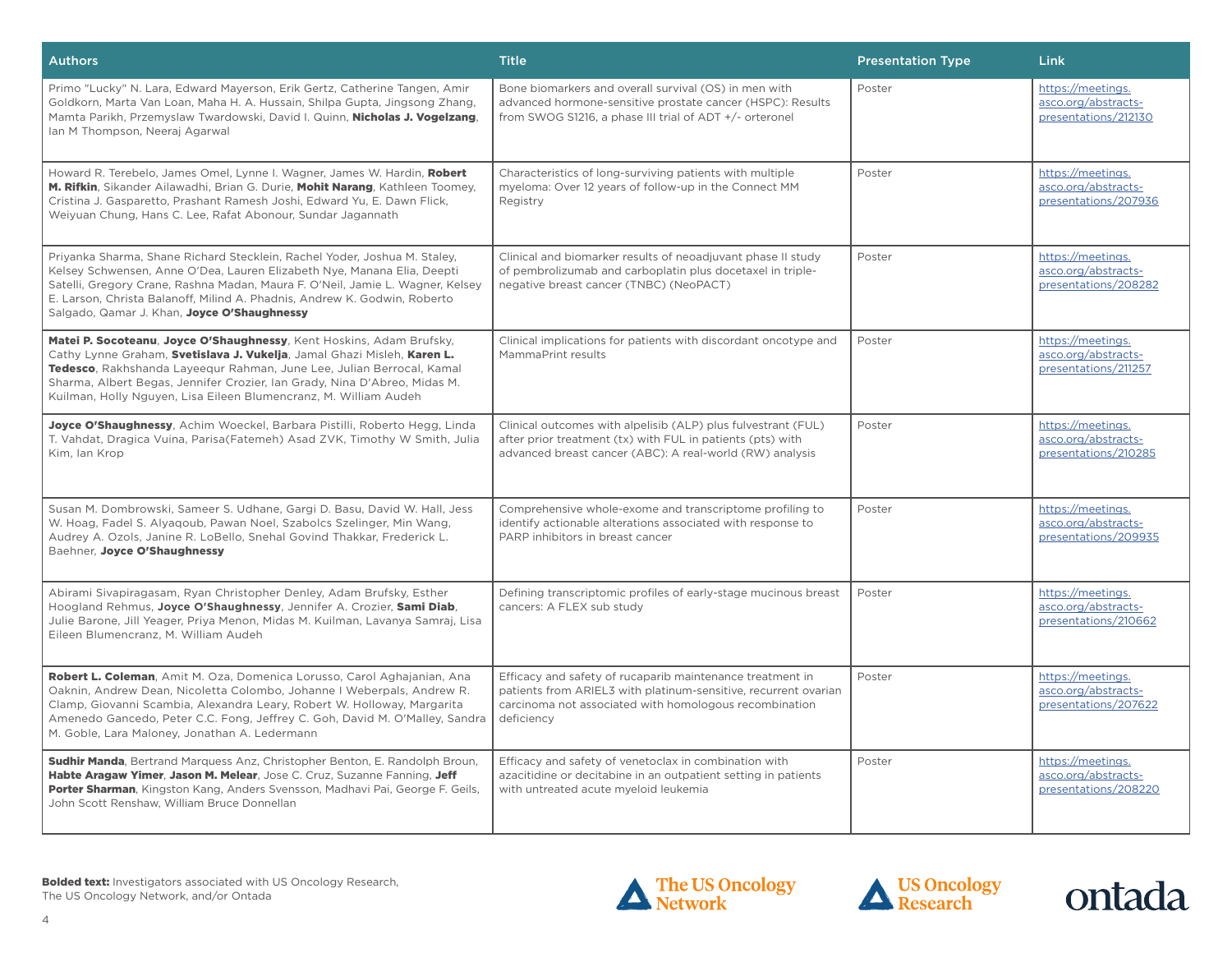| Authors | Title | Presentation Type | Link |
| --- | --- | --- | --- |
| Primo "Lucky" N. Lara, Edward Mayerson, Erik Gertz, Catherine Tangen, Amir Goldkorn, Marta Van Loan, Maha H. A. Hussain, Shilpa Gupta, Jingsong Zhang, Mamta Parikh, Przemyslaw Twardowski, David I. Quinn, **Nicholas J. Vogelzang**, Ian M Thompson, Neeraj Agarwal | Bone biomarkers and overall survival (OS) in men with advanced hormone-sensitive prostate cancer (HSPC): Results from SWOG S1216, a phase III trial of ADT +/- orteronel | Poster | https://meetings.asco.org/abstracts-presentations/212130 |
| Howard R. Terebelo, James Omel, Lynne I. Wagner, James W. Hardin, **Robert M. Rifkin**, Sikander Ailawadhi, Brian G. Durie, **Mohit Narang**, Kathleen Toomey, Cristina J. Gasparetto, Prashant Ramesh Joshi, Edward Yu, E. Dawn Flick, Weiyuan Chung, Hans C. Lee, Rafat Abonour, Sundar Jagannath | Characteristics of long-surviving patients with multiple myeloma: Over 12 years of follow-up in the Connect MM Registry | Poster | https://meetings.asco.org/abstracts-presentations/207936 |
| Priyanka Sharma, Shane Richard Stecklein, Rachel Yoder, Joshua M. Staley, Kelsey Schwensen, Anne O'Dea, Lauren Elizabeth Nye, Manana Elia, Deepti Satelli, Gregory Crane, Rashna Madan, Maura F. O'Neil, Jamie L. Wagner, Kelsey E. Larson, Christa Balanoff, Milind A. Phadnis, Andrew K. Godwin, Roberto Salgado, Qamar J. Khan, **Joyce O'Shaughnessy** | Clinical and biomarker results of neoadjuvant phase II study of pembrolizumab and carboplatin plus docetaxel in triple-negative breast cancer (TNBC) (NeoPACT) | Poster | https://meetings.asco.org/abstracts-presentations/208282 |
| **Matei P. Socoteanu**, **Joyce O'Shaughnessy**, Kent Hoskins, Adam Brufsky, Cathy Lynne Graham, **Svetislava J. Vukelja**, Jamal Ghazi Misleh, **Karen L. Tedesco**, Rakhshanda Layeequr Rahman, June Lee, Julian Berrocal, Kamal Sharma, Albert Begas, Jennifer Crozier, Ian Grady, Nina D'Abreo, Midas M. Kuilman, Holly Nguyen, Lisa Eileen Blumencranz, M. William Audeh | Clinical implications for patients with discordant oncotype and MammaPrint results | Poster | https://meetings.asco.org/abstracts-presentations/211257 |
| **Joyce O'Shaughnessy**, Achim Woeckel, Barbara Pistilli, Roberto Hegg, Linda T. Vahdat, Dragica Vuina, Parisa(Fatemeh) Asad ZVK, Timothy W Smith, Julia Kim, Ian Krop | Clinical outcomes with alpelisib (ALP) plus fulvestrant (FUL) after prior treatment (tx) with FUL in patients (pts) with advanced breast cancer (ABC): A real-world (RW) analysis | Poster | https://meetings.asco.org/abstracts-presentations/210285 |
| Susan M. Dombrowski, Sameer S. Udhane, Gargi D. Basu, David W. Hall, Jess W. Hoag, Fadel S. Alyaqoub, Pawan Noel, Szabolcs Szelinger, Min Wang, Audrey A. Ozols, Janine R. LoBello, Snehal Govind Thakkar, Frederick L. Baehner, **Joyce O'Shaughnessy** | Comprehensive whole-exome and transcriptome profiling to identify actionable alterations associated with response to PARP inhibitors in breast cancer | Poster | https://meetings.asco.org/abstracts-presentations/209935 |
| Abirami Sivapiragasam, Ryan Christopher Denley, Adam Brufsky, Esther Hoogland Rehmus, **Joyce O'Shaughnessy**, Jennifer A. Crozier, **Sami Diab**, Julie Barone, Jill Yeager, Priya Menon, Midas M. Kuilman, Lavanya Samraj, Lisa Eileen Blumencranz, M. William Audeh | Defining transcriptomic profiles of early-stage mucinous breast cancers: A FLEX sub study | Poster | https://meetings.asco.org/abstracts-presentations/210662 |
| **Robert L. Coleman**, Amit M. Oza, Domenica Lorusso, Carol Aghajanian, Ana Oaknin, Andrew Dean, Nicoletta Colombo, Johanne I Weberpals, Andrew R. Clamp, Giovanni Scambia, Alexandra Leary, Robert W. Holloway, Margarita Amenedo Gancedo, Peter C.C. Fong, Jeffrey C. Goh, David M. O'Malley, Sandra M. Goble, Lara Maloney, Jonathan A. Ledermann | Efficacy and safety of rucaparib maintenance treatment in patients from ARIEL3 with platinum-sensitive, recurrent ovarian carcinoma not associated with homologous recombination deficiency | Poster | https://meetings.asco.org/abstracts-presentations/207622 |
| **Sudhir Manda**, Bertrand Marquess Anz, Christopher Benton, E. Randolph Broun, **Habte Aragaw Yimer**, **Jason M. Melear**, Jose C. Cruz, Suzanne Fanning, **Jeff Porter Sharman**, Kingston Kang, Anders Svensson, Madhavi Pai, George F. Geils, John Scott Renshaw, William Bruce Donnellan | Efficacy and safety of venetoclax in combination with azacitidine or decitabine in an outpatient setting in patients with untreated acute myeloid leukemia | Poster | https://meetings.asco.org/abstracts-presentations/208220 |

**Bolded text:** Investigators associated with US Oncology Research, The US Oncology Network, and/or Ontada

The US Oncology Network | US Oncology Research | ontada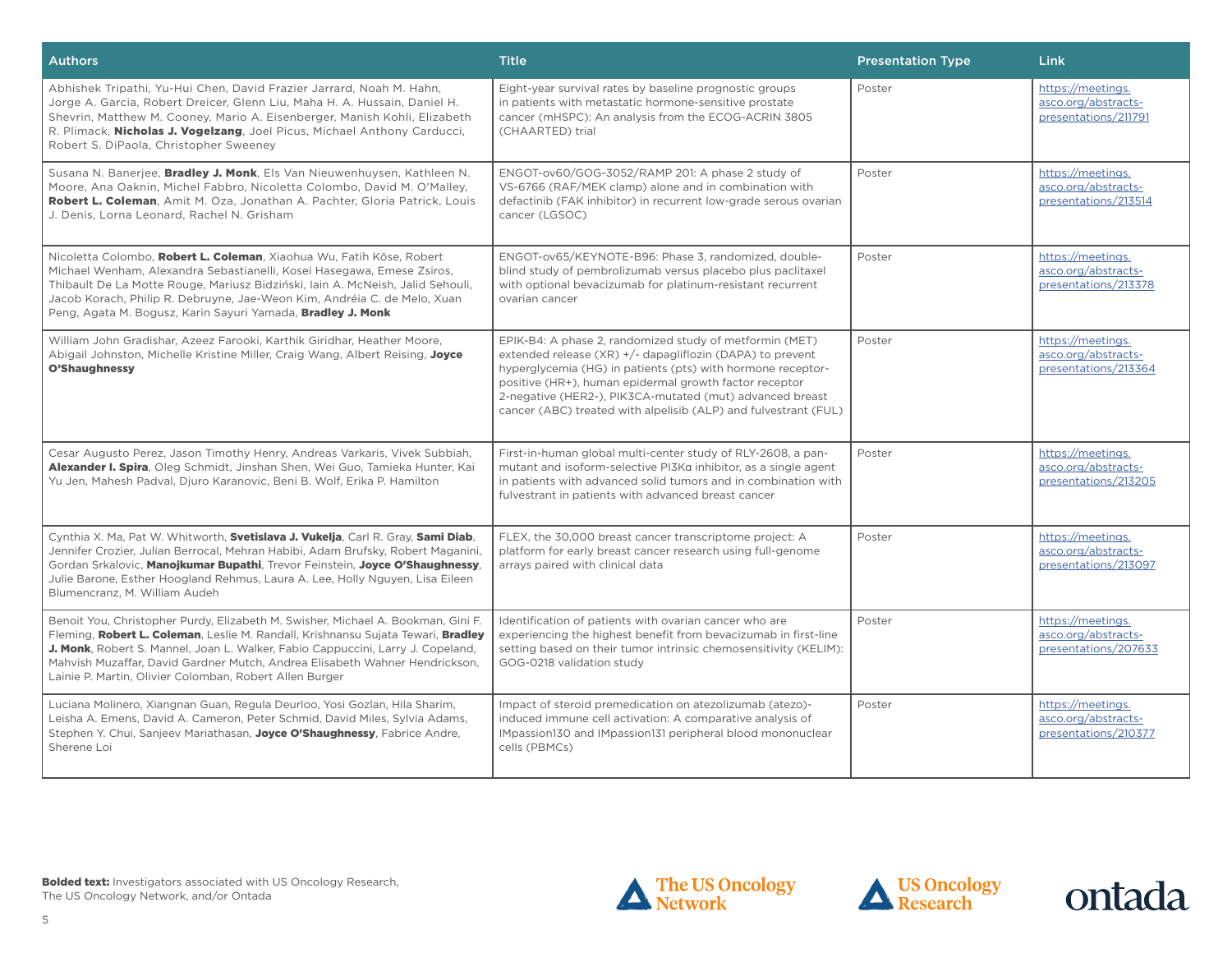| Authors | Title | Presentation Type | Link |
|---|---|---|---|
| Abhishek Tripathi, Yu-Hui Chen, David Frazier Jarrard, Noah M. Hahn, Jorge A. Garcia, Robert Dreicer, Glenn Liu, Maha H. A. Hussain, Daniel H. Shevrin, Matthew M. Cooney, Mario A. Eisenberger, Manish Kohli, Elizabeth R. Plimack, **Nicholas J. Vogelzang**, Joel Picus, Michael Anthony Carducci, Robert S. DiPaola, Christopher Sweeney | Eight-year survival rates by baseline prognostic groups in patients with metastatic hormone-sensitive prostate cancer (mHSPC): An analysis from the ECOG-ACRIN 3805 (CHAARTED) trial | Poster | https://meetings.asco.org/abstracts-presentations/211791 |
| Susana N. Banerjee, **Bradley J. Monk**, Els Van Nieuwenhuysen, Kathleen N. Moore, Ana Oaknin, Michel Fabbro, Nicoletta Colombo, David M. O'Malley, **Robert L. Coleman**, Amit M. Oza, Jonathan A. Pachter, Gloria Patrick, Louis J. Denis, Lorna Leonard, Rachel N. Grisham | ENGOT-ov60/GOG-3052/RAMP 201: A phase 2 study of VS-6766 (RAF/MEK clamp) alone and in combination with defactinib (FAK inhibitor) in recurrent low-grade serous ovarian cancer (LGSOC) | Poster | https://meetings.asco.org/abstracts-presentations/213514 |
| Nicoletta Colombo, **Robert L. Coleman**, Xiaohua Wu, Fatih Köse, Robert Michael Wenham, Alexandra Sebastianelli, Kosei Hasegawa, Emese Zsiros, Thibault De La Motte Rouge, Mariusz Bidziński, Iain A. McNeish, Jalid Sehouli, Jacob Korach, Philip R. Debruyne, Jae-Weon Kim, Andréia C. de Melo, Xuan Peng, Agata M. Bogusz, Karin Sayuri Yamada, **Bradley J. Monk** | ENGOT-ov65/KEYNOTE-B96: Phase 3, randomized, double-blind study of pembrolizumab versus placebo plus paclitaxel with optional bevacizumab for platinum-resistant recurrent ovarian cancer | Poster | https://meetings.asco.org/abstracts-presentations/213378 |
| William John Gradishar, Azeez Farooki, Karthik Giridhar, Heather Moore, Abigail Johnston, Michelle Kristine Miller, Craig Wang, Albert Reising, **Joyce O'Shaughnessy** | EPIK-B4: A phase 2, randomized study of metformin (MET) extended release (XR) +/- dapagliflozin (DAPA) to prevent hyperglycemia (HG) in patients (pts) with hormone receptor-positive (HR+), human epidermal growth factor receptor 2-negative (HER2-), PIK3CA-mutated (mut) advanced breast cancer (ABC) treated with alpelisib (ALP) and fulvestrant (FUL) | Poster | https://meetings.asco.org/abstracts-presentations/213364 |
| Cesar Augusto Perez, Jason Timothy Henry, Andreas Varkaris, Vivek Subbiah, **Alexander I. Spira**, Oleg Schmidt, Jinshan Shen, Wei Guo, Tamieka Hunter, Kai Yu Jen, Mahesh Padval, Djuro Karanovic, Beni B. Wolf, Erika P. Hamilton | First-in-human global multi-center study of RLY-2608, a pan-mutant and isoform-selective PI3Kα inhibitor, as a single agent in patients with advanced solid tumors and in combination with fulvestrant in patients with advanced breast cancer | Poster | https://meetings.asco.org/abstracts-presentations/213205 |
| Cynthia X. Ma, Pat W. Whitworth, **Svetislava J. Vukelja**, Carl R. Gray, **Sami Diab**, Jennifer Crozier, Julian Berrocal, Mehran Habibi, Adam Brufsky, Robert Maganini, Gordan Srkalovic, **Manojkumar Bupathi**, Trevor Feinstein, **Joyce O'Shaughnessy**, Julie Barone, Esther Hoogland Rehmus, Laura A. Lee, Holly Nguyen, Lisa Eileen Blumencranz, M. William Audeh | FLEX, the 30,000 breast cancer transcriptome project: A platform for early breast cancer research using full-genome arrays paired with clinical data | Poster | https://meetings.asco.org/abstracts-presentations/213097 |
| Benoit You, Christopher Purdy, Elizabeth M. Swisher, Michael A. Bookman, Gini F. Fleming, **Robert L. Coleman**, Leslie M. Randall, Krishnansu Sujata Tewari, **Bradley J. Monk**, Robert S. Mannel, Joan L. Walker, Fabio Cappuccini, Larry J. Copeland, Mahvish Muzaffar, David Gardner Mutch, Andrea Elisabeth Wahner Hendrickson, Lainie P. Martin, Olivier Colomban, Robert Allen Burger | Identification of patients with ovarian cancer who are experiencing the highest benefit from bevacizumab in first-line setting based on their tumor intrinsic chemosensitivity (KELIM): GOG-0218 validation study | Poster | https://meetings.asco.org/abstracts-presentations/207633 |
| Luciana Molinero, Xiangnan Guan, Regula Deurloo, Yosi Gozlan, Hila Sharim, Leisha A. Emens, David A. Cameron, Peter Schmid, David Miles, Sylvia Adams, Stephen Y. Chui, Sanjeev Mariathasan, **Joyce O'Shaughnessy**, Fabrice Andre, Sherene Loi | Impact of steroid premedication on atezolizumab (atezo)-induced immune cell activation: A comparative analysis of IMpassion130 and IMpassion131 peripheral blood mononuclear cells (PBMCs) | Poster | https://meetings.asco.org/abstracts-presentations/210377 |

**Bolded text:** Investigators associated with US Oncology Research, The US Oncology Network, and/or Ontada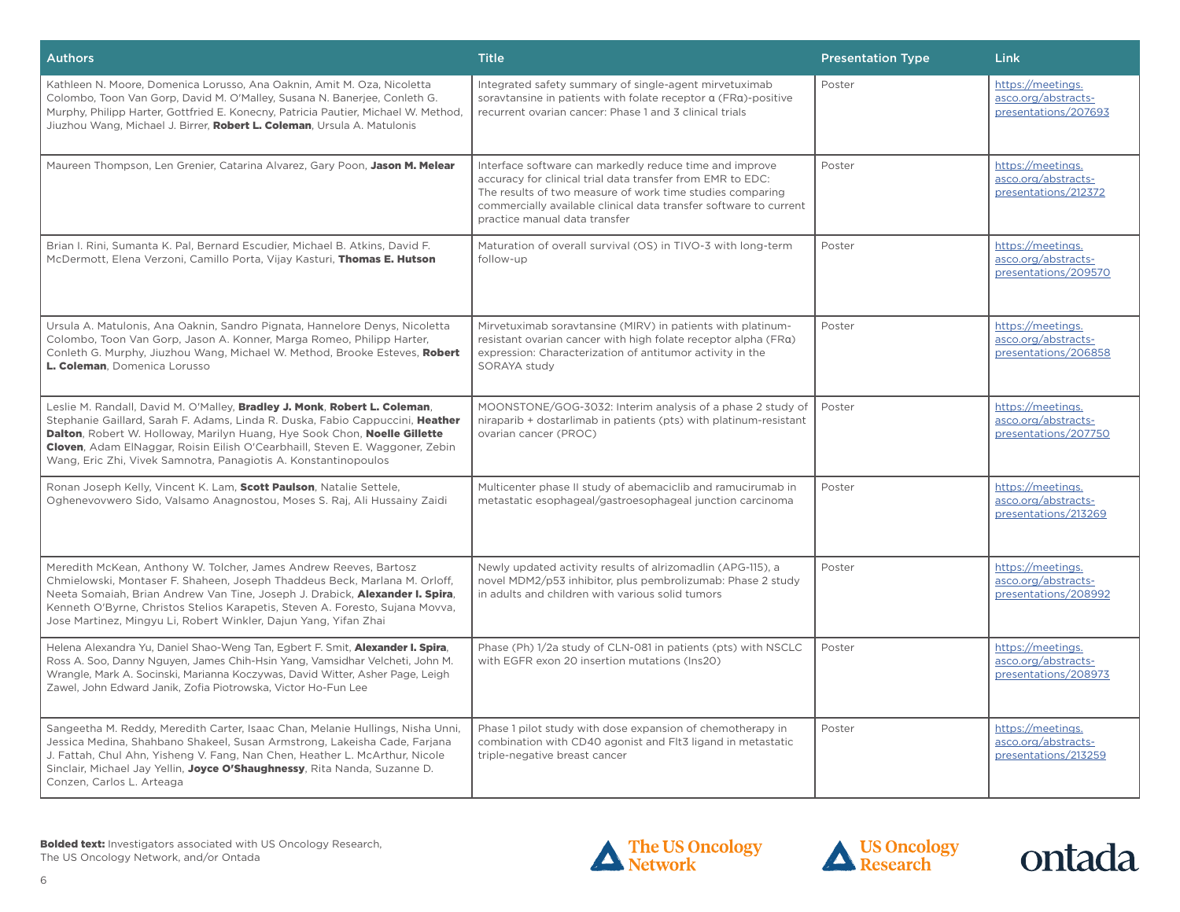| Authors | Title | Presentation Type | Link |
|---|---|---|---|
| Kathleen N. Moore, Domenica Lorusso, Ana Oaknin, Amit M. Oza, Nicoletta Colombo, Toon Van Gorp, David M. O'Malley, Susana N. Banerjee, Conleth G. Murphy, Philipp Harter, Gottfried E. Konecny, Patricia Pautier, Michael W. Method, Jiuzhou Wang, Michael J. Birrer, **Robert L. Coleman**, Ursula A. Matulonis | Integrated safety summary of single-agent mirvetuximab soravtansine in patients with folate receptor α (FRα)-positive recurrent ovarian cancer: Phase 1 and 3 clinical trials | Poster | https://meetings.asco.org/abstracts-presentations/207693 |
| Maureen Thompson, Len Grenier, Catarina Alvarez, Gary Poon, **Jason M. Melear** | Interface software can markedly reduce time and improve accuracy for clinical trial data transfer from EMR to EDC: The results of two measure of work time studies comparing commercially available clinical data transfer software to current practice manual data transfer | Poster | https://meetings.asco.org/abstracts-presentations/212372 |
| Brian I. Rini, Sumanta K. Pal, Bernard Escudier, Michael B. Atkins, David F. McDermott, Elena Verzoni, Camillo Porta, Vijay Kasturi, **Thomas E. Hutson** | Maturation of overall survival (OS) in TIVO-3 with long-term follow-up | Poster | https://meetings.asco.org/abstracts-presentations/209570 |
| Ursula A. Matulonis, Ana Oaknin, Sandro Pignata, Hannelore Denys, Nicoletta Colombo, Toon Van Gorp, Jason A. Konner, Marga Romeo, Philipp Harter, Conleth G. Murphy, Jiuzhou Wang, Michael W. Method, Brooke Esteves, **Robert L. Coleman**, Domenica Lorusso | Mirvetuximab soravtansine (MIRV) in patients with platinum-resistant ovarian cancer with high folate receptor alpha (FRα) expression: Characterization of antitumor activity in the SORAYA study | Poster | https://meetings.asco.org/abstracts-presentations/206858 |
| Leslie M. Randall, David M. O'Malley, **Bradley J. Monk**, **Robert L. Coleman**, Stephanie Gaillard, Sarah F. Adams, Linda R. Duska, Fabio Cappuccini, **Heather Dalton**, Robert W. Holloway, Marilyn Huang, Hye Sook Chon, **Noelle Gillette Cloven**, Adam ElNaggar, Roisin Eilish O'Cearbhaill, Steven E. Waggoner, Zebin Wang, Eric Zhi, Vivek Samnotra, Panagiotis A. Konstantinopoulos | MOONSTONE/GOG-3032: Interim analysis of a phase 2 study of niraparib + dostarlimab in patients (pts) with platinum-resistant ovarian cancer (PROC) | Poster | https://meetings.asco.org/abstracts-presentations/207750 |
| Ronan Joseph Kelly, Vincent K. Lam, **Scott Paulson**, Natalie Settele, Oghenevovwero Sido, Valsamo Anagnostou, Moses S. Raj, Ali Hussainy Zaidi | Multicenter phase II study of abemaciclib and ramucirumab in metastatic esophageal/gastroesophageal junction carcinoma | Poster | https://meetings.asco.org/abstracts-presentations/213269 |
| Meredith McKean, Anthony W. Tolcher, James Andrew Reeves, Bartosz Chmielowski, Montaser F. Shaheen, Joseph Thaddeus Beck, Marlana M. Orloff, Neeta Somaiah, Brian Andrew Van Tine, Joseph J. Drabick, **Alexander I. Spira**, Kenneth O'Byrne, Christos Stelios Karapetis, Steven A. Foresto, Sujana Movva, Jose Martinez, Mingyu Li, Robert Winkler, Dajun Yang, Yifan Zhai | Newly updated activity results of alrizomadlin (APG-115), a novel MDM2/p53 inhibitor, plus pembrolizumab: Phase 2 study in adults and children with various solid tumors | Poster | https://meetings.asco.org/abstracts-presentations/208992 |
| Helena Alexandra Yu, Daniel Shao-Weng Tan, Egbert F. Smit, **Alexander I. Spira**, Ross A. Soo, Danny Nguyen, James Chih-Hsin Yang, Vamsidhar Velcheti, John M. Wrangle, Mark A. Socinski, Marianna Koczywas, David Witter, Asher Page, Leigh Zawel, John Edward Janik, Zofia Piotrowska, Victor Ho-Fun Lee | Phase (Ph) 1/2a study of CLN-081 in patients (pts) with NSCLC with EGFR exon 20 insertion mutations (Ins20) | Poster | https://meetings.asco.org/abstracts-presentations/208973 |
| Sangeetha M. Reddy, Meredith Carter, Isaac Chan, Melanie Hullings, Nisha Unni, Jessica Medina, Shahbano Shakeel, Susan Armstrong, Lakeisha Cade, Farjana J. Fattah, Chul Ahn, Yisheng V. Fang, Nan Chen, Heather L. McArthur, Nicole Sinclair, Michael Jay Yellin, **Joyce O'Shaughnessy**, Rita Nanda, Suzanne D. Conzen, Carlos L. Arteaga | Phase 1 pilot study with dose expansion of chemotherapy in combination with CD40 agonist and Flt3 ligand in metastatic triple-negative breast cancer | Poster | https://meetings.asco.org/abstracts-presentations/213259 |

**Bolded text:** Investigators associated with US Oncology Research, The US Oncology Network, and/or Ontada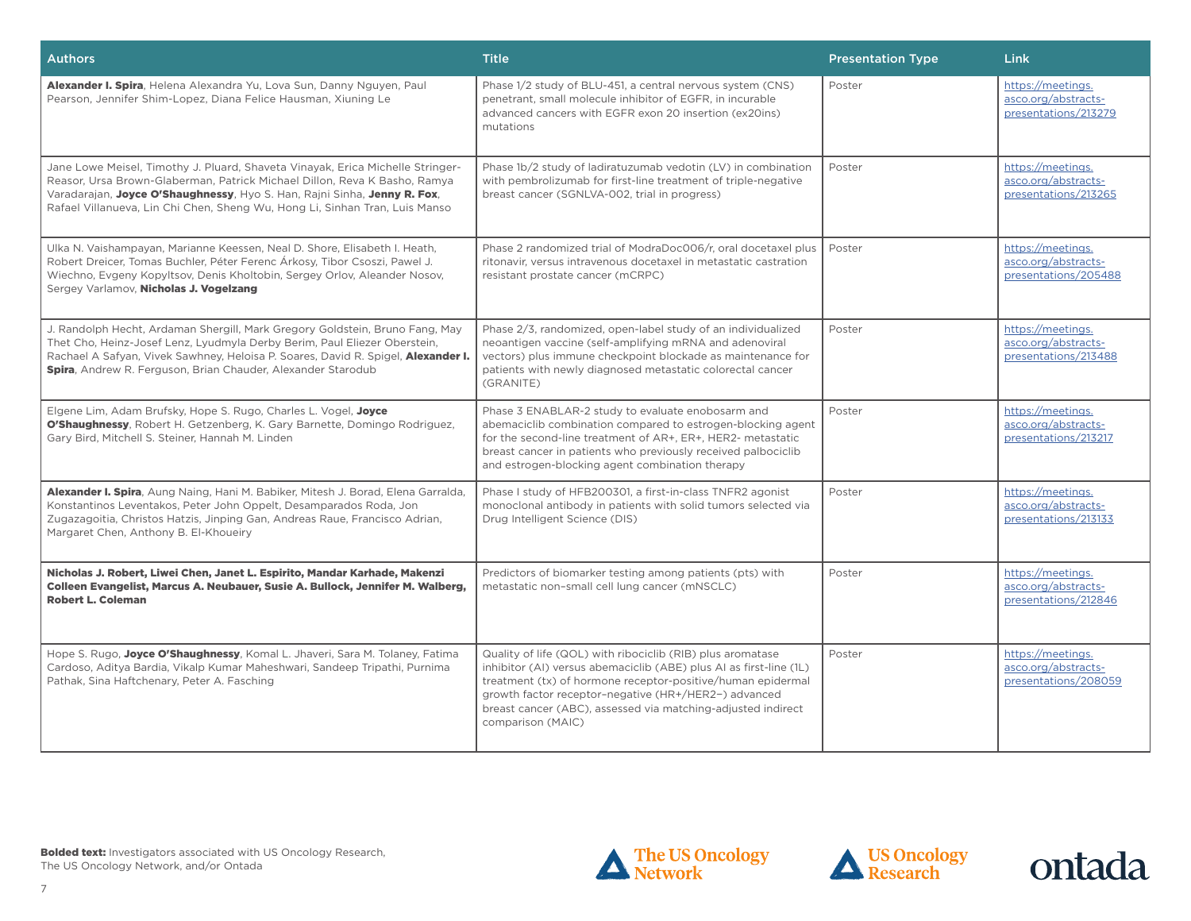| Authors | Title | Presentation Type | Link |
|---|---|---|---|
| **Alexander I. Spira**, Helena Alexandra Yu, Lova Sun, Danny Nguyen, Paul Pearson, Jennifer Shim-Lopez, Diana Felice Hausman, Xiuning Le | Phase 1/2 study of BLU-451, a central nervous system (CNS) penetrant, small molecule inhibitor of EGFR, in incurable advanced cancers with EGFR exon 20 insertion (ex20ins) mutations | Poster | https://meetings.asco.org/abstracts-presentations/213279 |
| Jane Lowe Meisel, Timothy J. Pluard, Shaveta Vinayak, Erica Michelle Stringer-Reasor, Ursa Brown-Glaberman, Patrick Michael Dillon, Reva K Basho, Ramya Varadarajan, **Joyce O'Shaughnessy**, Hyo S. Han, Rajni Sinha, **Jenny R. Fox**, Rafael Villanueva, Lin Chi Chen, Sheng Wu, Hong Li, Sinhan Tran, Luis Manso | Phase 1b/2 study of ladiratuzumab vedotin (LV) in combination with pembrolizumab for first-line treatment of triple-negative breast cancer (SGNLVA-002, trial in progress) | Poster | https://meetings.asco.org/abstracts-presentations/213265 |
| Ulka N. Vaishampayan, Marianne Keessen, Neal D. Shore, Elisabeth I. Heath, Robert Dreicer, Tomas Buchler, Péter Ferenc Árkosy, Tibor Csoszi, Pawel J. Wiechno, Evgeny Kopyltsov, Denis Kholtobin, Sergey Orlov, Aleander Nosov, Sergey Varlamov, **Nicholas J. Vogelzang** | Phase 2 randomized trial of ModraDoc006/r, oral docetaxel plus ritonavir, versus intravenous docetaxel in metastatic castration resistant prostate cancer (mCRPC) | Poster | https://meetings.asco.org/abstracts-presentations/205488 |
| J. Randolph Hecht, Ardaman Shergill, Mark Gregory Goldstein, Bruno Fang, May Thet Cho, Heinz-Josef Lenz, Lyudmyla Derby Berim, Paul Eliezer Oberstein, Rachael A Safyan, Vivek Sawhney, Heloisa P. Soares, David R. Spigel, **Alexander I. Spira**, Andrew R. Ferguson, Brian Chauder, Alexander Starodub | Phase 2/3, randomized, open-label study of an individualized neoantigen vaccine (self-amplifying mRNA and adenoviral vectors) plus immune checkpoint blockade as maintenance for patients with newly diagnosed metastatic colorectal cancer (GRANITE) | Poster | https://meetings.asco.org/abstracts-presentations/213488 |
| Elgene Lim, Adam Brufsky, Hope S. Rugo, Charles L. Vogel, **Joyce O'Shaughnessy**, Robert H. Getzenberg, K. Gary Barnette, Domingo Rodriguez, Gary Bird, Mitchell S. Steiner, Hannah M. Linden | Phase 3 ENABLAR-2 study to evaluate enobosarm and abemaciclib combination compared to estrogen-blocking agent for the second-line treatment of AR+, ER+, HER2- metastatic breast cancer in patients who previously received palbociclib and estrogen-blocking agent combination therapy | Poster | https://meetings.asco.org/abstracts-presentations/213217 |
| **Alexander I. Spira**, Aung Naing, Hani M. Babiker, Mitesh J. Borad, Elena Garralda, Konstantinos Leventakos, Peter John Oppelt, Desamparados Roda, Jon Zugazagoitia, Christos Hatzis, Jinping Gan, Andreas Raue, Francisco Adrian, Margaret Chen, Anthony B. El-Khoueiry | Phase I study of HFB200301, a first-in-class TNFR2 agonist monoclonal antibody in patients with solid tumors selected via Drug Intelligent Science (DIS) | Poster | https://meetings.asco.org/abstracts-presentations/213133 |
| **Nicholas J. Robert, Liwei Chen, Janet L. Espirito, Mandar Karhade, Makenzi Colleen Evangelist, Marcus A. Neubauer, Susie A. Bullock, Jennifer M. Walberg, Robert L. Coleman** | Predictors of biomarker testing among patients (pts) with metastatic non–small cell lung cancer (mNSCLC) | Poster | https://meetings.asco.org/abstracts-presentations/212846 |
| Hope S. Rugo, **Joyce O'Shaughnessy**, Komal L. Jhaveri, Sara M. Tolaney, Fatima Cardoso, Aditya Bardia, Vikalp Kumar Maheshwari, Sandeep Tripathi, Purnima Pathak, Sina Haftchenary, Peter A. Fasching | Quality of life (QOL) with ribociclib (RIB) plus aromatase inhibitor (AI) versus abemaciclib (ABE) plus AI as first-line (1L) treatment (tx) of hormone receptor-positive/human epidermal growth factor receptor–negative (HR+/HER2–) advanced breast cancer (ABC), assessed via matching-adjusted indirect comparison (MAIC) | Poster | https://meetings.asco.org/abstracts-presentations/208059 |

**Bolded text:** Investigators associated with US Oncology Research, The US Oncology Network, and/or Ontada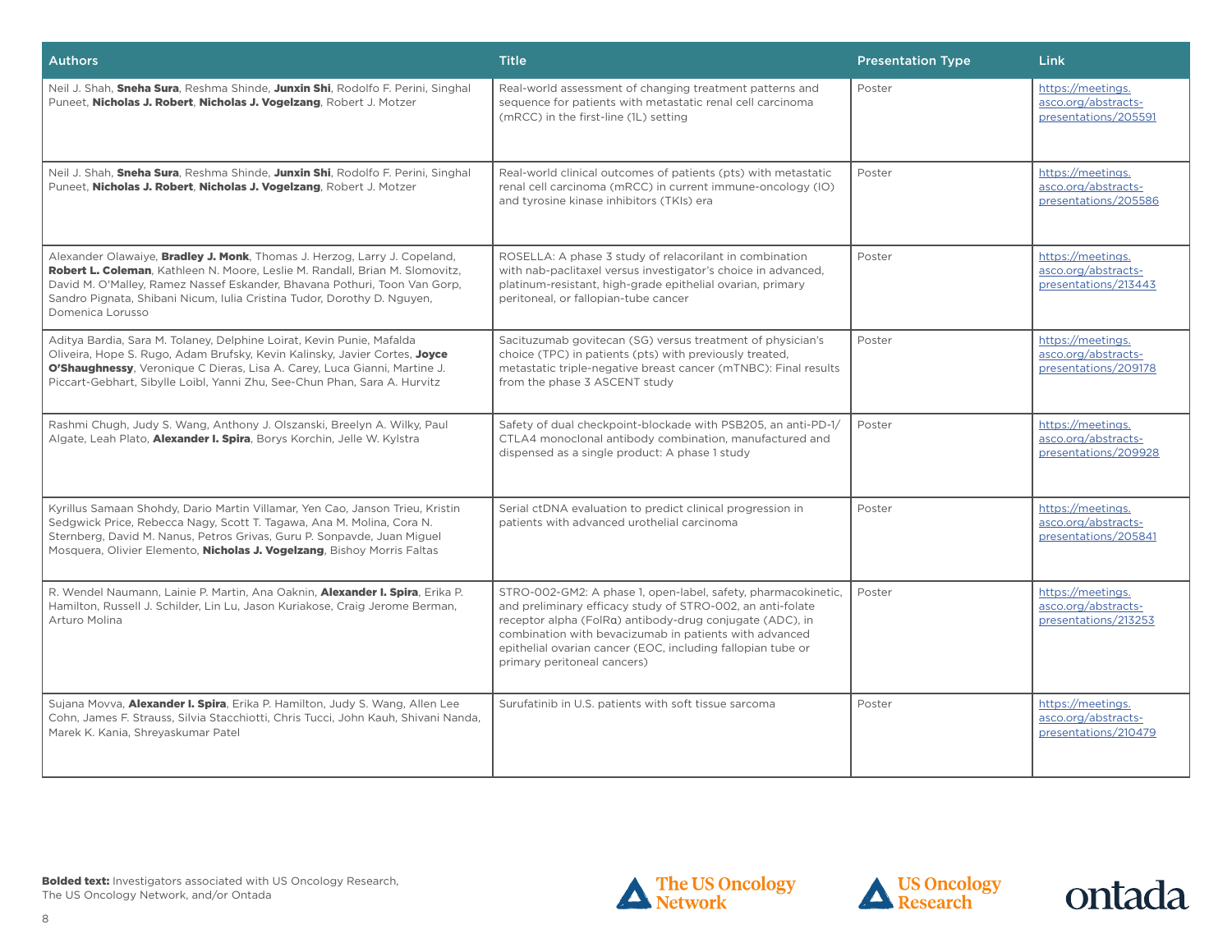| Authors | Title | Presentation Type | Link |
|---|---|---|---|
| Neil J. Shah, **Sneha Sura**, Reshma Shinde, **Junxin Shi**, Rodolfo F. Perini, Singhal Puneet, **Nicholas J. Robert**, **Nicholas J. Vogelzang**, Robert J. Motzer | Real-world assessment of changing treatment patterns and sequence for patients with metastatic renal cell carcinoma (mRCC) in the first-line (1L) setting | Poster | https://meetings.asco.org/abstracts-presentations/205591 |
| Neil J. Shah, **Sneha Sura**, Reshma Shinde, **Junxin Shi**, Rodolfo F. Perini, Singhal Puneet, **Nicholas J. Robert**, **Nicholas J. Vogelzang**, Robert J. Motzer | Real-world clinical outcomes of patients (pts) with metastatic renal cell carcinoma (mRCC) in current immune-oncology (IO) and tyrosine kinase inhibitors (TKIs) era | Poster | https://meetings.asco.org/abstracts-presentations/205586 |
| Alexander Olawaiye, **Bradley J. Monk**, Thomas J. Herzog, Larry J. Copeland, **Robert L. Coleman**, Kathleen N. Moore, Leslie M. Randall, Brian M. Slomovitz, David M. O'Malley, Ramez Nassef Eskander, Bhavana Pothuri, Toon Van Gorp, Sandro Pignata, Shibani Nicum, Iulia Cristina Tudor, Dorothy D. Nguyen, Domenica Lorusso | ROSELLA: A phase 3 study of relacorilant in combination with nab-paclitaxel versus investigator's choice in advanced, platinum-resistant, high-grade epithelial ovarian, primary peritoneal, or fallopian-tube cancer | Poster | https://meetings.asco.org/abstracts-presentations/213443 |
| Aditya Bardia, Sara M. Tolaney, Delphine Loirat, Kevin Punie, Mafalda Oliveira, Hope S. Rugo, Adam Brufsky, Kevin Kalinsky, Javier Cortes, **Joyce O'Shaughnessy**, Veronique C Dieras, Lisa A. Carey, Luca Gianni, Martine J. Piccart-Gebhart, Sibylle Loibl, Yanni Zhu, See-Chun Phan, Sara A. Hurvitz | Sacituzumab govitecan (SG) versus treatment of physician's choice (TPC) in patients (pts) with previously treated, metastatic triple-negative breast cancer (mTNBC): Final results from the phase 3 ASCENT study | Poster | https://meetings.asco.org/abstracts-presentations/209178 |
| Rashmi Chugh, Judy S. Wang, Anthony J. Olszanski, Breelyn A. Wilky, Paul Algate, Leah Plato, **Alexander I. Spira**, Borys Korchin, Jelle W. Kylstra | Safety of dual checkpoint-blockade with PSB205, an anti-PD-1/CTLA4 monoclonal antibody combination, manufactured and dispensed as a single product: A phase 1 study | Poster | https://meetings.asco.org/abstracts-presentations/209928 |
| Kyrillus Samaan Shohdy, Dario Martin Villamar, Yen Cao, Janson Trieu, Kristin Sedgwick Price, Rebecca Nagy, Scott T. Tagawa, Ana M. Molina, Cora N. Sternberg, David M. Nanus, Petros Grivas, Guru P. Sonpavde, Juan Miguel Mosquera, Olivier Elemento, **Nicholas J. Vogelzang**, Bishoy Morris Faltas | Serial ctDNA evaluation to predict clinical progression in patients with advanced urothelial carcinoma | Poster | https://meetings.asco.org/abstracts-presentations/205841 |
| R. Wendel Naumann, Lainie P. Martin, Ana Oaknin, **Alexander I. Spira**, Erika P. Hamilton, Russell J. Schilder, Lin Lu, Jason Kuriakose, Craig Jerome Berman, Arturo Molina | STRO-002-GM2: A phase 1, open-label, safety, pharmacokinetic, and preliminary efficacy study of STRO-002, an anti-folate receptor alpha (FolRα) antibody-drug conjugate (ADC), in combination with bevacizumab in patients with advanced epithelial ovarian cancer (EOC, including fallopian tube or primary peritoneal cancers) | Poster | https://meetings.asco.org/abstracts-presentations/213253 |
| Sujana Movva, **Alexander I. Spira**, Erika P. Hamilton, Judy S. Wang, Allen Lee Cohn, James F. Strauss, Silvia Stacchiotti, Chris Tucci, John Kauh, Shivani Nanda, Marek K. Kania, Shreyaskumar Patel | Surufatinib in U.S. patients with soft tissue sarcoma | Poster | https://meetings.asco.org/abstracts-presentations/210479 |

**Bolded text:** Investigators associated with US Oncology Research, The US Oncology Network, and/or Ontada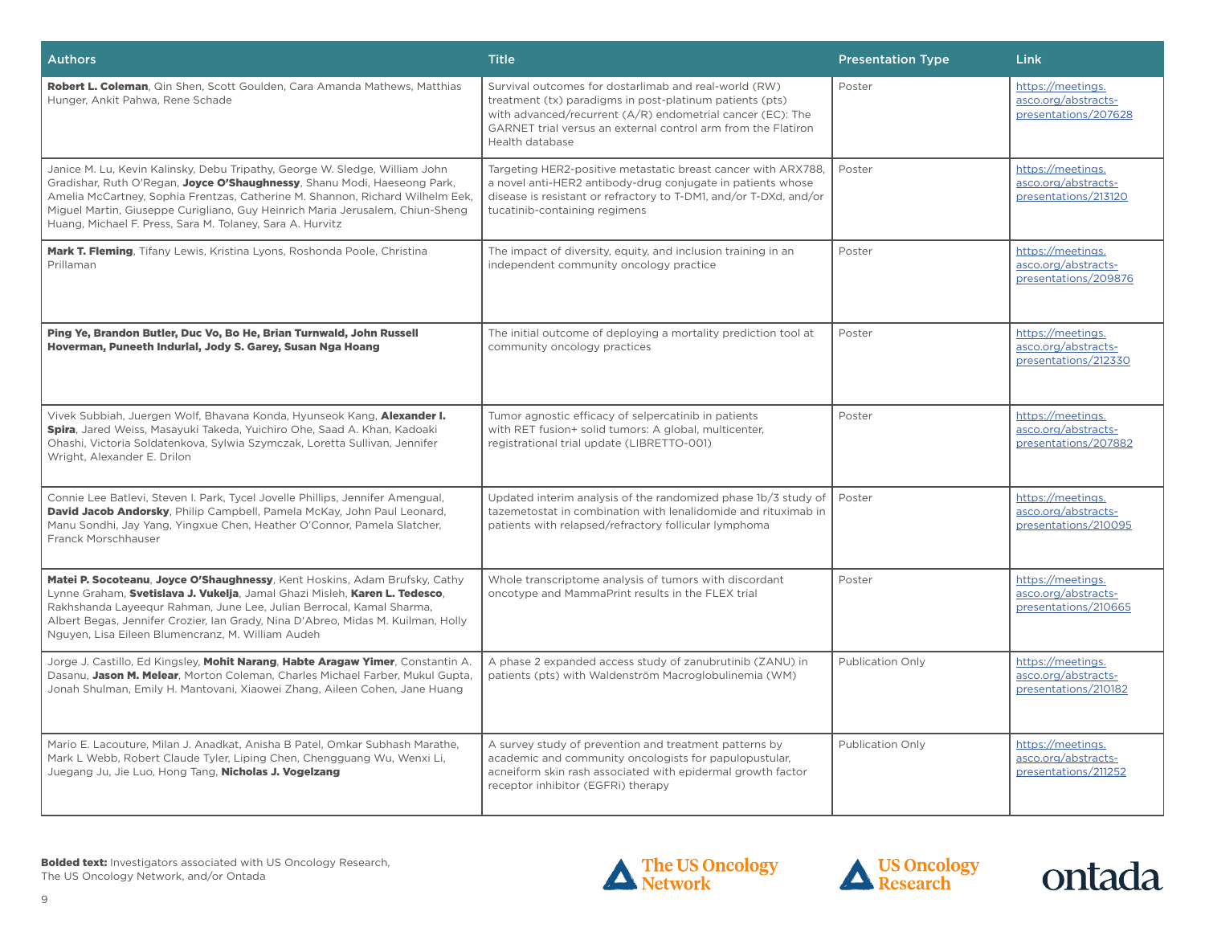| Authors | Title | Presentation Type | Link |
|---|---|---|---|
| **Robert L. Coleman**, Qin Shen, Scott Goulden, Cara Amanda Mathews, Matthias Hunger, Ankit Pahwa, Rene Schade | Survival outcomes for dostarlimab and real-world (RW) treatment (tx) paradigms in post-platinum patients (pts) with advanced/recurrent (A/R) endometrial cancer (EC): The GARNET trial versus an external control arm from the Flatiron Health database | Poster | https://meetings.asco.org/abstracts-presentations/207628 |
| Janice M. Lu, Kevin Kalinsky, Debu Tripathy, George W. Sledge, William John Gradishar, Ruth O'Regan, **Joyce O'Shaughnessy**, Shanu Modi, Haeseong Park, Amelia McCartney, Sophia Frentzas, Catherine M. Shannon, Richard Wilhelm Eek, Miguel Martin, Giuseppe Curigliano, Guy Heinrich Maria Jerusalem, Chiun-Sheng Huang, Michael F. Press, Sara M. Tolaney, Sara A. Hurvitz | Targeting HER2-positive metastatic breast cancer with ARX788, a novel anti-HER2 antibody-drug conjugate in patients whose disease is resistant or refractory to T-DM1, and/or T-DXd, and/or tucatinib-containing regimens | Poster | https://meetings.asco.org/abstracts-presentations/213120 |
| **Mark T. Fleming**, Tifany Lewis, Kristina Lyons, Roshonda Poole, Christina Prillaman | The impact of diversity, equity, and inclusion training in an independent community oncology practice | Poster | https://meetings.asco.org/abstracts-presentations/209876 |
| **Ping Ye, Brandon Butler, Duc Vo, Bo He, Brian Turnwald, John Russell Hoverman, Puneeth Indurlal, Jody S. Garey, Susan Nga Hoang** | The initial outcome of deploying a mortality prediction tool at community oncology practices | Poster | https://meetings.asco.org/abstracts-presentations/212330 |
| Vivek Subbiah, Juergen Wolf, Bhavana Konda, Hyunseok Kang, **Alexander I. Spira**, Jared Weiss, Masayuki Takeda, Yuichiro Ohe, Saad A. Khan, Kadoaki Ohashi, Victoria Soldatenkova, Sylwia Szymczak, Loretta Sullivan, Jennifer Wright, Alexander E. Drilon | Tumor agnostic efficacy of selpercatinib in patients with RET fusion+ solid tumors: A global, multicenter, registrational trial update (LIBRETTO-001) | Poster | https://meetings.asco.org/abstracts-presentations/207882 |
| Connie Lee Batlevi, Steven I. Park, Tycel Jovelle Phillips, Jennifer Amengual, **David Jacob Andorsky**, Philip Campbell, Pamela McKay, John Paul Leonard, Manu Sondhi, Jay Yang, Yingxue Chen, Heather O'Connor, Pamela Slatcher, Franck Morschhauser | Updated interim analysis of the randomized phase 1b/3 study of tazemetostat in combination with lenalidomide and rituximab in patients with relapsed/refractory follicular lymphoma | Poster | https://meetings.asco.org/abstracts-presentations/210095 |
| **Matei P. Socoteanu**, **Joyce O'Shaughnessy**, Kent Hoskins, Adam Brufsky, Cathy Lynne Graham, **Svetislava J. Vukelja**, Jamal Ghazi Misleh, **Karen L. Tedesco**, Rakhshanda Layeequr Rahman, June Lee, Julian Berrocal, Kamal Sharma, Albert Begas, Jennifer Crozier, Ian Grady, Nina D'Abreo, Midas M. Kuilman, Holly Nguyen, Lisa Eileen Blumencranz, M. William Audeh | Whole transcriptome analysis of tumors with discordant oncotype and MammaPrint results in the FLEX trial | Poster | https://meetings.asco.org/abstracts-presentations/210665 |
| Jorge J. Castillo, Ed Kingsley, **Mohit Narang**, **Habte Aragaw Yimer**, Constantin A. Dasanu, **Jason M. Melear**, Morton Coleman, Charles Michael Farber, Mukul Gupta, Jonah Shulman, Emily H. Mantovani, Xiaowei Zhang, Aileen Cohen, Jane Huang | A phase 2 expanded access study of zanubrutinib (ZANU) in patients (pts) with Waldenström Macroglobulinemia (WM) | Publication Only | https://meetings.asco.org/abstracts-presentations/210182 |
| Mario E. Lacouture, Milan J. Anadkat, Anisha B Patel, Omkar Subhash Marathe, Mark L Webb, Robert Claude Tyler, Liping Chen, Chengguang Wu, Wenxi Li, Juegang Ju, Jie Luo, Hong Tang, **Nicholas J. Vogelzang** | A survey study of prevention and treatment patterns by academic and community oncologists for papulopustular, acneiform skin rash associated with epidermal growth factor receptor inhibitor (EGFRi) therapy | Publication Only | https://meetings.asco.org/abstracts-presentations/211252 |

**Bolded text:** Investigators associated with US Oncology Research, The US Oncology Network, and/or Ontada

The US Oncology Network | US Oncology Research | ontada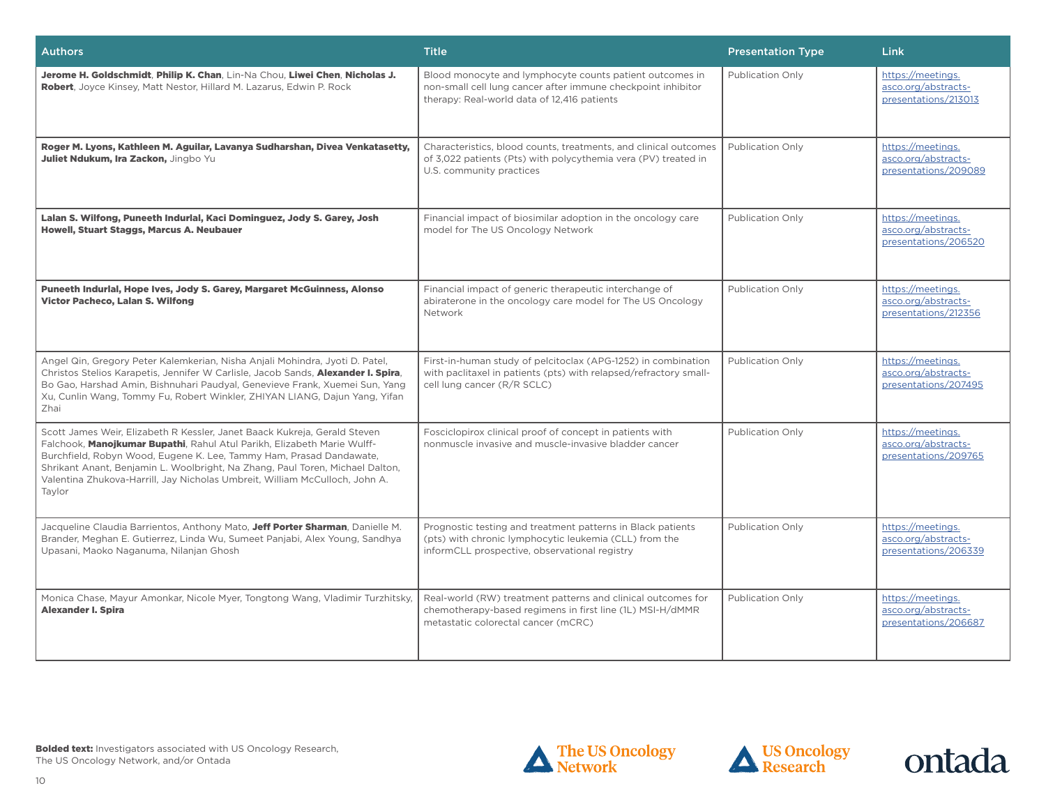| Authors | Title | Presentation Type | Link |
|---|---|---|---|
| **Jerome H. Goldschmidt**, **Philip K. Chan**, Lin-Na Chou, **Liwei Chen**, **Nicholas J. Robert**, Joyce Kinsey, Matt Nestor, Hillard M. Lazarus, Edwin P. Rock | Blood monocyte and lymphocyte counts patient outcomes in non-small cell lung cancer after immune checkpoint inhibitor therapy: Real-world data of 12,416 patients | Publication Only | https://meetings.asco.org/abstracts-presentations/213013 |
| **Roger M. Lyons, Kathleen M. Aguilar, Lavanya Sudharshan, Divea Venkatasetty, Juliet Ndukum, Ira Zackon,** Jingbo Yu | Characteristics, blood counts, treatments, and clinical outcomes of 3,022 patients (Pts) with polycythemia vera (PV) treated in U.S. community practices | Publication Only | https://meetings.asco.org/abstracts-presentations/209089 |
| **Lalan S. Wilfong, Puneeth Indurlal, Kaci Dominguez, Jody S. Garey, Josh Howell, Stuart Staggs, Marcus A. Neubauer** | Financial impact of biosimilar adoption in the oncology care model for The US Oncology Network | Publication Only | https://meetings.asco.org/abstracts-presentations/206520 |
| **Puneeth Indurlal, Hope Ives, Jody S. Garey, Margaret McGuinness, Alonso Victor Pacheco, Lalan S. Wilfong** | Financial impact of generic therapeutic interchange of abiraterone in the oncology care model for The US Oncology Network | Publication Only | https://meetings.asco.org/abstracts-presentations/212356 |
| Angel Qin, Gregory Peter Kalemkerian, Nisha Anjali Mohindra, Jyoti D. Patel, Christos Stelios Karapetis, Jennifer W Carlisle, Jacob Sands, **Alexander I. Spira**, Bo Gao, Harshad Amin, Bishnuhari Paudyal, Genevieve Frank, Xuemei Sun, Yang Xu, Cunlin Wang, Tommy Fu, Robert Winkler, ZHIYAN LIANG, Dajun Yang, Yifan Zhai | First-in-human study of pelcitoclax (APG-1252) in combination with paclitaxel in patients (pts) with relapsed/refractory small-cell lung cancer (R/R SCLC) | Publication Only | https://meetings.asco.org/abstracts-presentations/207495 |
| Scott James Weir, Elizabeth R Kessler, Janet Baack Kukreja, Gerald Steven Falchook, **Manojkumar Bupathi**, Rahul Atul Parikh, Elizabeth Marie Wulff-Burchfield, Robyn Wood, Eugene K. Lee, Tammy Ham, Prasad Dandawate, Shrikant Anant, Benjamin L. Woolbright, Na Zhang, Paul Toren, Michael Dalton, Valentina Zhukova-Harrill, Jay Nicholas Umbreit, William McCulloch, John A. Taylor | Fosciclopirox clinical proof of concept in patients with nonmuscle invasive and muscle-invasive bladder cancer | Publication Only | https://meetings.asco.org/abstracts-presentations/209765 |
| Jacqueline Claudia Barrientos, Anthony Mato, **Jeff Porter Sharman**, Danielle M. Brander, Meghan E. Gutierrez, Linda Wu, Sumeet Panjabi, Alex Young, Sandhya Upasani, Maoko Naganuma, Nilanjan Ghosh | Prognostic testing and treatment patterns in Black patients (pts) with chronic lymphocytic leukemia (CLL) from the informCLL prospective, observational registry | Publication Only | https://meetings.asco.org/abstracts-presentations/206339 |
| Monica Chase, Mayur Amonkar, Nicole Myer, Tongtong Wang, Vladimir Turzhitsky, **Alexander I. Spira** | Real-world (RW) treatment patterns and clinical outcomes for chemotherapy-based regimens in first line (1L) MSI-H/dMMR metastatic colorectal cancer (mCRC) | Publication Only | https://meetings.asco.org/abstracts-presentations/206687 |

**Bolded text:** Investigators associated with US Oncology Research, The US Oncology Network, and/or Ontada

The US Oncology Network | US Oncology Research | ontada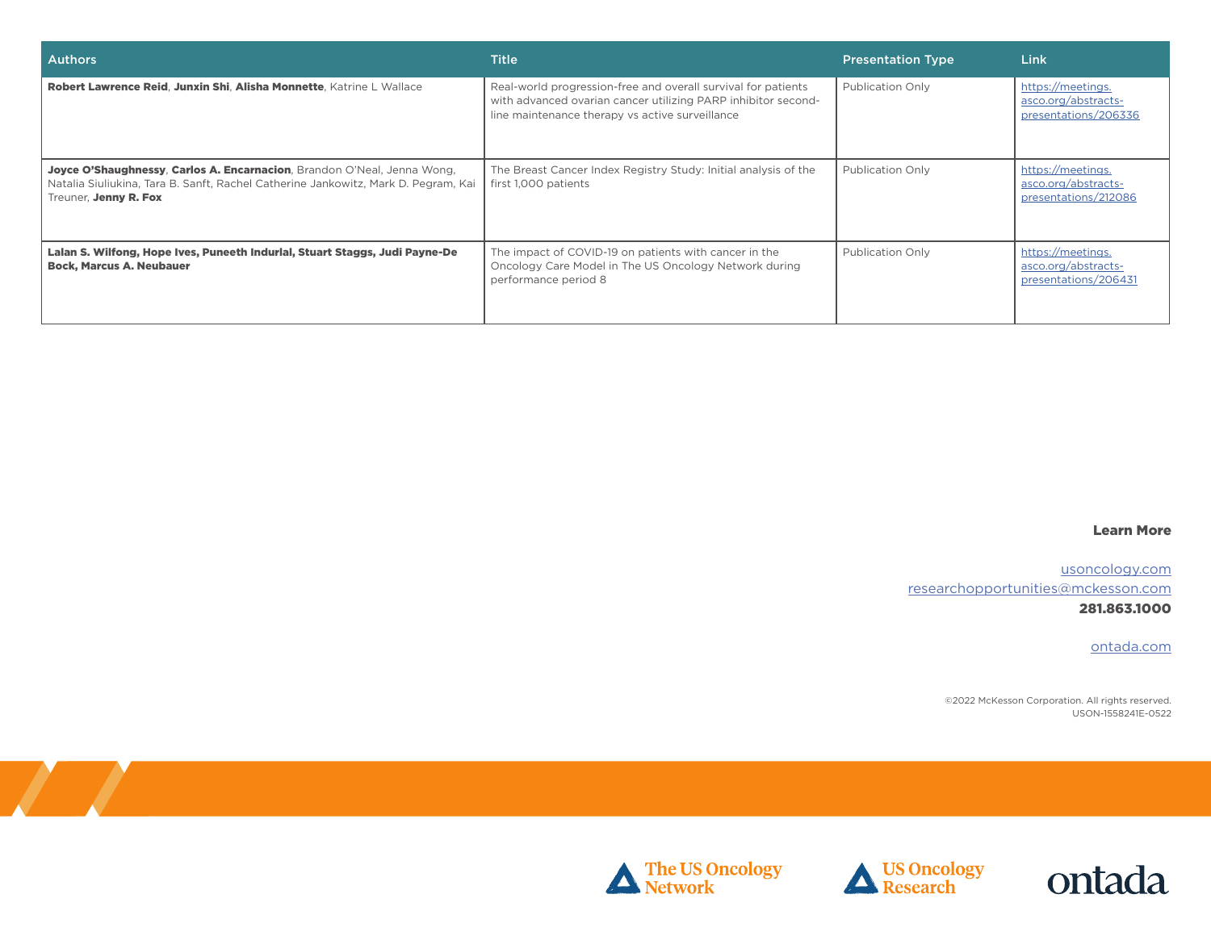| Authors | Title | Presentation Type | Link |
|---|---|---|---|
| **Robert Lawrence Reid**, **Junxin Shi**, **Alisha Monnette**, Katrine L Wallace | Real-world progression-free and overall survival for patients with advanced ovarian cancer utilizing PARP inhibitor second-line maintenance therapy vs active surveillance | Publication Only | https://meetings.asco.org/abstracts-presentations/206336 |
| **Joyce O'Shaughnessy**, **Carlos A. Encarnacion**, Brandon O'Neal, Jenna Wong, Natalia Siuliukina, Tara B. Sanft, Rachel Catherine Jankowitz, Mark D. Pegram, Kai Treuner, **Jenny R. Fox** | The Breast Cancer Index Registry Study: Initial analysis of the first 1,000 patients | Publication Only | https://meetings.asco.org/abstracts-presentations/212086 |
| **Lalan S. Wilfong, Hope Ives, Puneeth Indurlal, Stuart Staggs, Judi Payne-De Bock, Marcus A. Neubauer** | The impact of COVID-19 on patients with cancer in the Oncology Care Model in The US Oncology Network during performance period 8 | Publication Only | https://meetings.asco.org/abstracts-presentations/206431 |

**Learn More**

usoncology.com
researchopportunities@mckesson.com
**281.863.1000**

ontada.com

©2022 McKesson Corporation. All rights reserved.
USON-1558241E-0522

The US Oncology Network

US Oncology Research

ontada